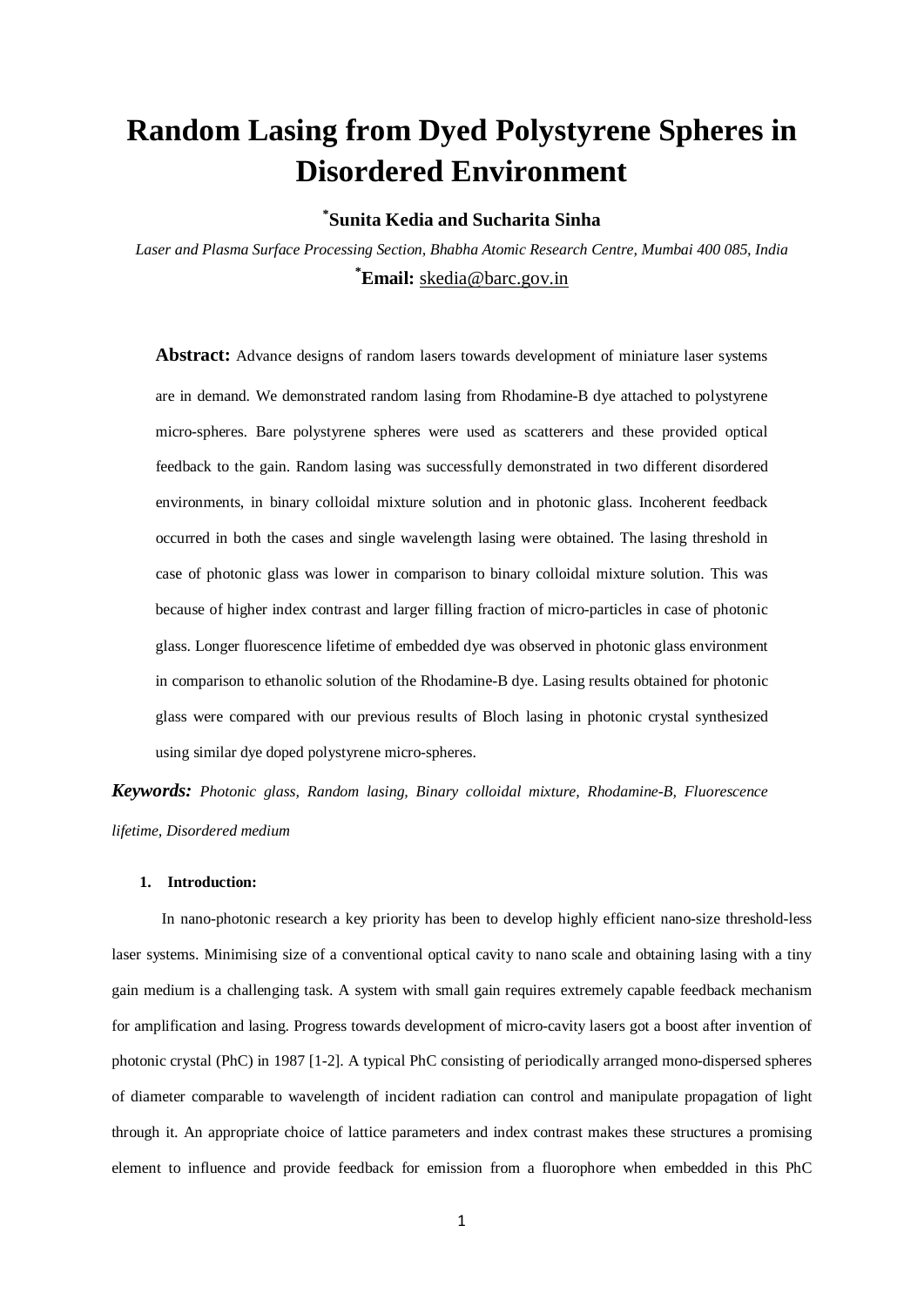# Random Lasing from Dyed Polystyrene Spheres in Disordered Environment

**[*]Sunita Kedia and Sucharita Sinha**

*Laser and Plasma Surface Processing Section, Bhabha Atomic Research Centre, Mumbai 400 085, India*

**[*]Email:** skedia@barc.gov.in

**Abstract:** Advance designs of random lasers towards development of miniature laser systems are in demand. We demonstrated random lasing from Rhodamine-B dye attached to polystyrene micro-spheres. Bare polystyrene spheres were used as scatterers and these provided optical feedback to the gain. Random lasing was successfully demonstrated in two different disordered environments, in binary colloidal mixture solution and in photonic glass. Incoherent feedback occurred in both the cases and single wavelength lasing were obtained. The lasing threshold in case of photonic glass was lower in comparison to binary colloidal mixture solution. This was because of higher index contrast and larger filling fraction of micro-particles in case of photonic glass. Longer fluorescence lifetime of embedded dye was observed in photonic glass environment in comparison to ethanolic solution of the Rhodamine-B dye. Lasing results obtained for photonic glass were compared with our previous results of Bloch lasing in photonic crystal synthesized using similar dye doped polystyrene micro-spheres.

***Keywords:*** *Photonic glass, Random lasing, Binary colloidal mixture, Rhodamine-B, Fluorescence lifetime, Disordered medium*

## 1. Introduction:

In nano-photonic research a key priority has been to develop highly efficient nano-size threshold-less laser systems. Minimising size of a conventional optical cavity to nano scale and obtaining lasing with a tiny gain medium is a challenging task. A system with small gain requires extremely capable feedback mechanism for amplification and lasing. Progress towards development of micro-cavity lasers got a boost after invention of photonic crystal (PhC) in 1987 [1-2]. A typical PhC consisting of periodically arranged mono-dispersed spheres of diameter comparable to wavelength of incident radiation can control and manipulate propagation of light through it. An appropriate choice of lattice parameters and index contrast makes these structures a promising element to influence and provide feedback for emission from a fluorophore when embedded in this PhC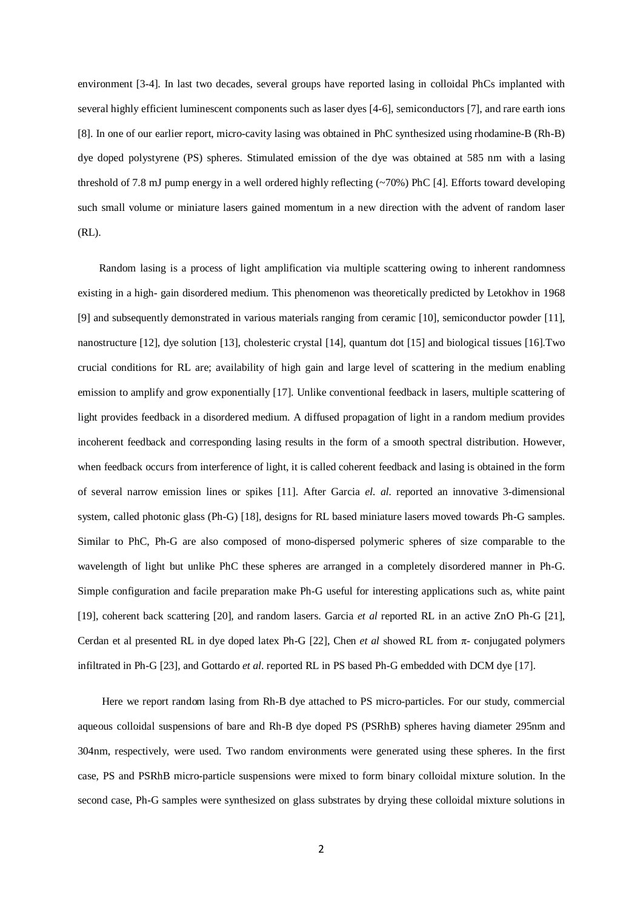environment [3-4]. In last two decades, several groups have reported lasing in colloidal PhCs implanted with several highly efficient luminescent components such as laser dyes [4-6], semiconductors [7], and rare earth ions [8]. In one of our earlier report, micro-cavity lasing was obtained in PhC synthesized using rhodamine-B (Rh-B) dye doped polystyrene (PS) spheres. Stimulated emission of the dye was obtained at 585 nm with a lasing threshold of 7.8 mJ pump energy in a well ordered highly reflecting (~70%) PhC [4]. Efforts toward developing such small volume or miniature lasers gained momentum in a new direction with the advent of random laser (RL).

Random lasing is a process of light amplification via multiple scattering owing to inherent randomness existing in a high- gain disordered medium. This phenomenon was theoretically predicted by Letokhov in 1968 [9] and subsequently demonstrated in various materials ranging from ceramic [10], semiconductor powder [11], nanostructure [12], dye solution [13], cholesteric crystal [14], quantum dot [15] and biological tissues [16].Two crucial conditions for RL are; availability of high gain and large level of scattering in the medium enabling emission to amplify and grow exponentially [17]. Unlike conventional feedback in lasers, multiple scattering of light provides feedback in a disordered medium. A diffused propagation of light in a random medium provides incoherent feedback and corresponding lasing results in the form of a smooth spectral distribution. However, when feedback occurs from interference of light, it is called coherent feedback and lasing is obtained in the form of several narrow emission lines or spikes [11]. After Garcia *el. al.* reported an innovative 3-dimensional system, called photonic glass (Ph-G) [18], designs for RL based miniature lasers moved towards Ph-G samples. Similar to PhC, Ph-G are also composed of mono-dispersed polymeric spheres of size comparable to the wavelength of light but unlike PhC these spheres are arranged in a completely disordered manner in Ph-G. Simple configuration and facile preparation make Ph-G useful for interesting applications such as, white paint [19], coherent back scattering [20], and random lasers. Garcia *et al* reported RL in an active ZnO Ph-G [21], Cerdan et al presented RL in dye doped latex Ph-G [22], Chen *et al* showed RL from π- conjugated polymers infiltrated in Ph-G [23], and Gottardo *et al*. reported RL in PS based Ph-G embedded with DCM dye [17].

Here we report random lasing from Rh-B dye attached to PS micro-particles. For our study, commercial aqueous colloidal suspensions of bare and Rh-B dye doped PS (PSRhB) spheres having diameter 295nm and 304nm, respectively, were used. Two random environments were generated using these spheres. In the first case, PS and PSRhB micro-particle suspensions were mixed to form binary colloidal mixture solution. In the second case, Ph-G samples were synthesized on glass substrates by drying these colloidal mixture solutions in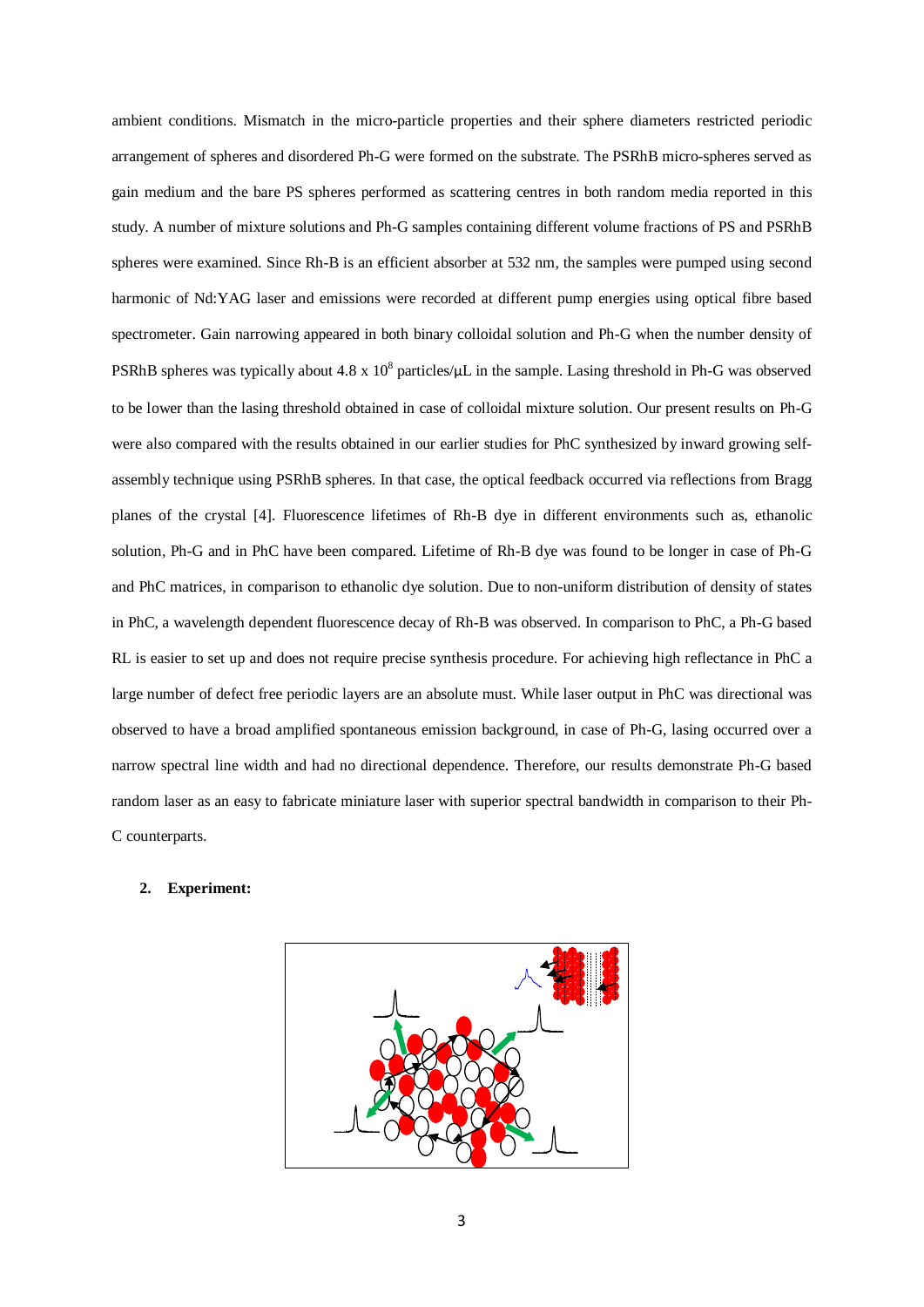ambient conditions. Mismatch in the micro-particle properties and their sphere diameters restricted periodic arrangement of spheres and disordered Ph-G were formed on the substrate. The PSRhB micro-spheres served as gain medium and the bare PS spheres performed as scattering centres in both random media reported in this study. A number of mixture solutions and Ph-G samples containing different volume fractions of PS and PSRhB spheres were examined. Since Rh-B is an efficient absorber at 532 nm, the samples were pumped using second harmonic of Nd:YAG laser and emissions were recorded at different pump energies using optical fibre based spectrometer. Gain narrowing appeared in both binary colloidal solution and Ph-G when the number density of PSRhB spheres was typically about 4.8 x $10^8$ particles/μL in the sample. Lasing threshold in Ph-G was observed to be lower than the lasing threshold obtained in case of colloidal mixture solution. Our present results on Ph-G were also compared with the results obtained in our earlier studies for PhC synthesized by inward growing self-assembly technique using PSRhB spheres. In that case, the optical feedback occurred via reflections from Bragg planes of the crystal [4]. Fluorescence lifetimes of Rh-B dye in different environments such as, ethanolic solution, Ph-G and in PhC have been compared. Lifetime of Rh-B dye was found to be longer in case of Ph-G and PhC matrices, in comparison to ethanolic dye solution. Due to non-uniform distribution of density of states in PhC, a wavelength dependent fluorescence decay of Rh-B was observed. In comparison to PhC, a Ph-G based RL is easier to set up and does not require precise synthesis procedure. For achieving high reflectance in PhC a large number of defect free periodic layers are an absolute must. While laser output in PhC was directional was observed to have a broad amplified spontaneous emission background, in case of Ph-G, lasing occurred over a narrow spectral line width and had no directional dependence. Therefore, our results demonstrate Ph-G based random laser as an easy to fabricate miniature laser with superior spectral bandwidth in comparison to their Ph-C counterparts.

## 2. Experiment: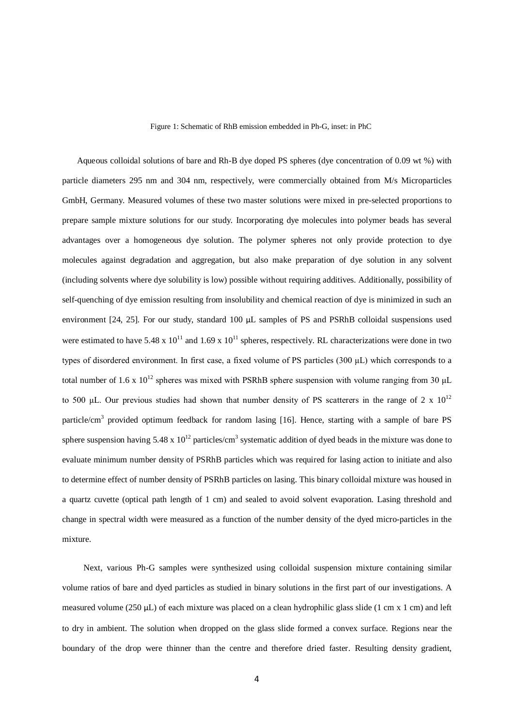Figure 1: Schematic of RhB emission embedded in Ph-G, inset: in PhC

Aqueous colloidal solutions of bare and Rh-B dye doped PS spheres (dye concentration of 0.09 wt %) with particle diameters 295 nm and 304 nm, respectively, were commercially obtained from M/s Microparticles GmbH, Germany. Measured volumes of these two master solutions were mixed in pre-selected proportions to prepare sample mixture solutions for our study. Incorporating dye molecules into polymer beads has several advantages over a homogeneous dye solution. The polymer spheres not only provide protection to dye molecules against degradation and aggregation, but also make preparation of dye solution in any solvent (including solvents where dye solubility is low) possible without requiring additives. Additionally, possibility of self-quenching of dye emission resulting from insolubility and chemical reaction of dye is minimized in such an environment [24, 25]. For our study, standard 100 μL samples of PS and PSRhB colloidal suspensions used were estimated to have $5.48 \times 10^{11}$ and $1.69 \times 10^{11}$ spheres, respectively. RL characterizations were done in two types of disordered environment. In first case, a fixed volume of PS particles (300 μL) which corresponds to a total number of $1.6 \times 10^{12}$ spheres was mixed with PSRhB sphere suspension with volume ranging from 30 μL to 500 μL. Our previous studies had shown that number density of PS scatterers in the range of $2 \times 10^{12}$ particle/cm$^3$ provided optimum feedback for random lasing [16]. Hence, starting with a sample of bare PS sphere suspension having $5.48 \times 10^{12}$ particles/cm$^3$ systematic addition of dyed beads in the mixture was done to evaluate minimum number density of PSRhB particles which was required for lasing action to initiate and also to determine effect of number density of PSRhB particles on lasing. This binary colloidal mixture was housed in a quartz cuvette (optical path length of 1 cm) and sealed to avoid solvent evaporation. Lasing threshold and change in spectral width were measured as a function of the number density of the dyed micro-particles in the mixture.

Next, various Ph-G samples were synthesized using colloidal suspension mixture containing similar volume ratios of bare and dyed particles as studied in binary solutions in the first part of our investigations. A measured volume (250 μL) of each mixture was placed on a clean hydrophilic glass slide (1 cm x 1 cm) and left to dry in ambient. The solution when dropped on the glass slide formed a convex surface. Regions near the boundary of the drop were thinner than the centre and therefore dried faster. Resulting density gradient,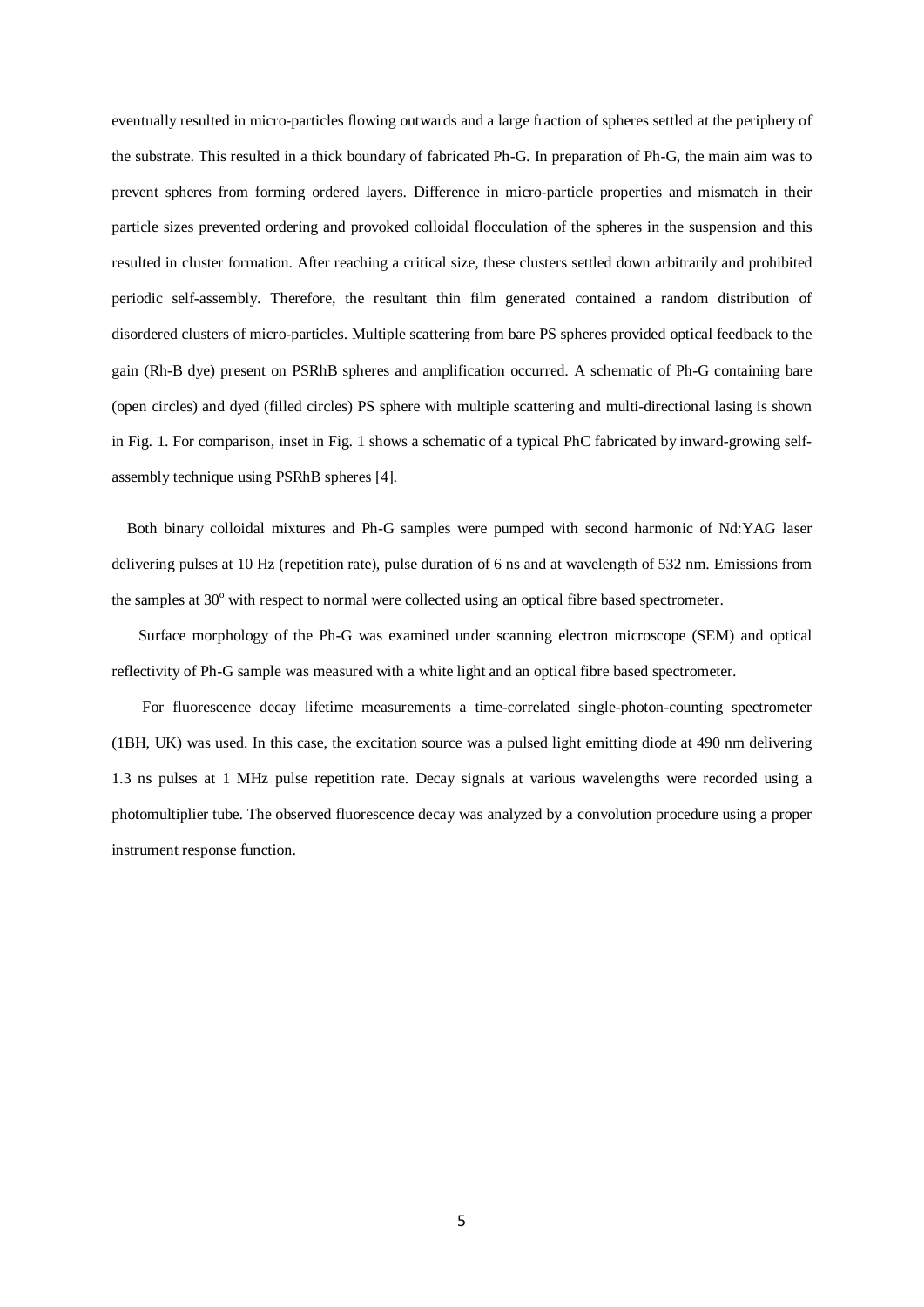eventually resulted in micro-particles flowing outwards and a large fraction of spheres settled at the periphery of the substrate. This resulted in a thick boundary of fabricated Ph-G. In preparation of Ph-G, the main aim was to prevent spheres from forming ordered layers. Difference in micro-particle properties and mismatch in their particle sizes prevented ordering and provoked colloidal flocculation of the spheres in the suspension and this resulted in cluster formation. After reaching a critical size, these clusters settled down arbitrarily and prohibited periodic self-assembly. Therefore, the resultant thin film generated contained a random distribution of disordered clusters of micro-particles. Multiple scattering from bare PS spheres provided optical feedback to the gain (Rh-B dye) present on PSRhB spheres and amplification occurred. A schematic of Ph-G containing bare (open circles) and dyed (filled circles) PS sphere with multiple scattering and multi-directional lasing is shown in Fig. 1. For comparison, inset in Fig. 1 shows a schematic of a typical PhC fabricated by inward-growing self-assembly technique using PSRhB spheres [4].

Both binary colloidal mixtures and Ph-G samples were pumped with second harmonic of Nd:YAG laser delivering pulses at 10 Hz (repetition rate), pulse duration of 6 ns and at wavelength of 532 nm. Emissions from the samples at $30^{o}$ with respect to normal were collected using an optical fibre based spectrometer.

Surface morphology of the Ph-G was examined under scanning electron microscope (SEM) and optical reflectivity of Ph-G sample was measured with a white light and an optical fibre based spectrometer.

For fluorescence decay lifetime measurements a time-correlated single-photon-counting spectrometer (1BH, UK) was used. In this case, the excitation source was a pulsed light emitting diode at 490 nm delivering 1.3 ns pulses at 1 MHz pulse repetition rate. Decay signals at various wavelengths were recorded using a photomultiplier tube. The observed fluorescence decay was analyzed by a convolution procedure using a proper instrument response function.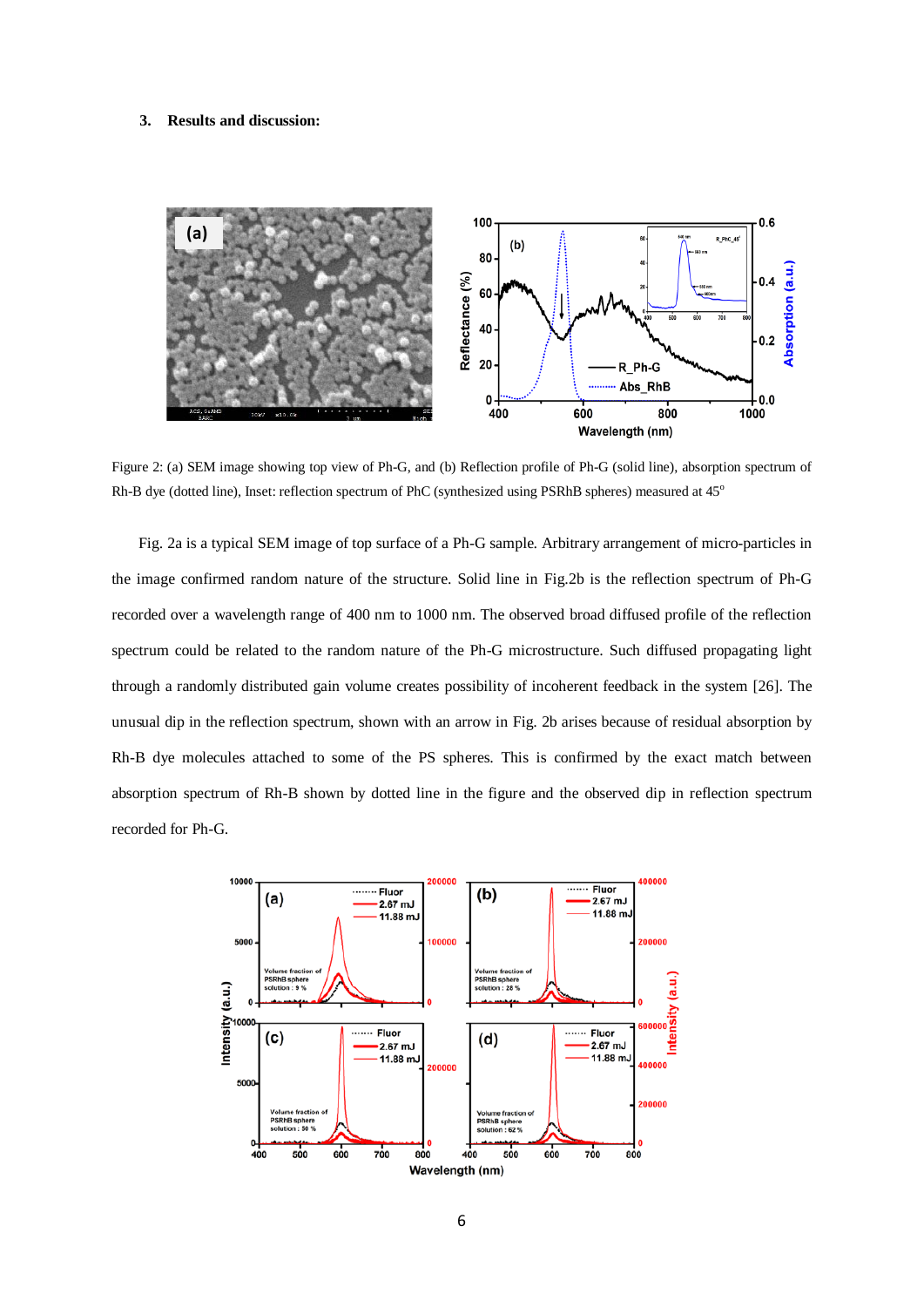### 3. Results and discussion:

Figure 2: (a) SEM image showing top view of Ph-G, and (b) Reflection profile of Ph-G (solid line), absorption spectrum of Rh-B dye (dotted line), Inset: reflection spectrum of PhC (synthesized using PSRhB spheres) measured at 45°

Fig. 2a is a typical SEM image of top surface of a Ph-G sample. Arbitrary arrangement of micro-particles in the image confirmed random nature of the structure. Solid line in Fig.2b is the reflection spectrum of Ph-G recorded over a wavelength range of 400 nm to 1000 nm. The observed broad diffused profile of the reflection spectrum could be related to the random nature of the Ph-G microstructure. Such diffused propagating light through a randomly distributed gain volume creates possibility of incoherent feedback in the system [26]. The unusual dip in the reflection spectrum, shown with an arrow in Fig. 2b arises because of residual absorption by Rh-B dye molecules attached to some of the PS spheres. This is confirmed by the exact match between absorption spectrum of Rh-B shown by dotted line in the figure and the observed dip in reflection spectrum recorded for Ph-G.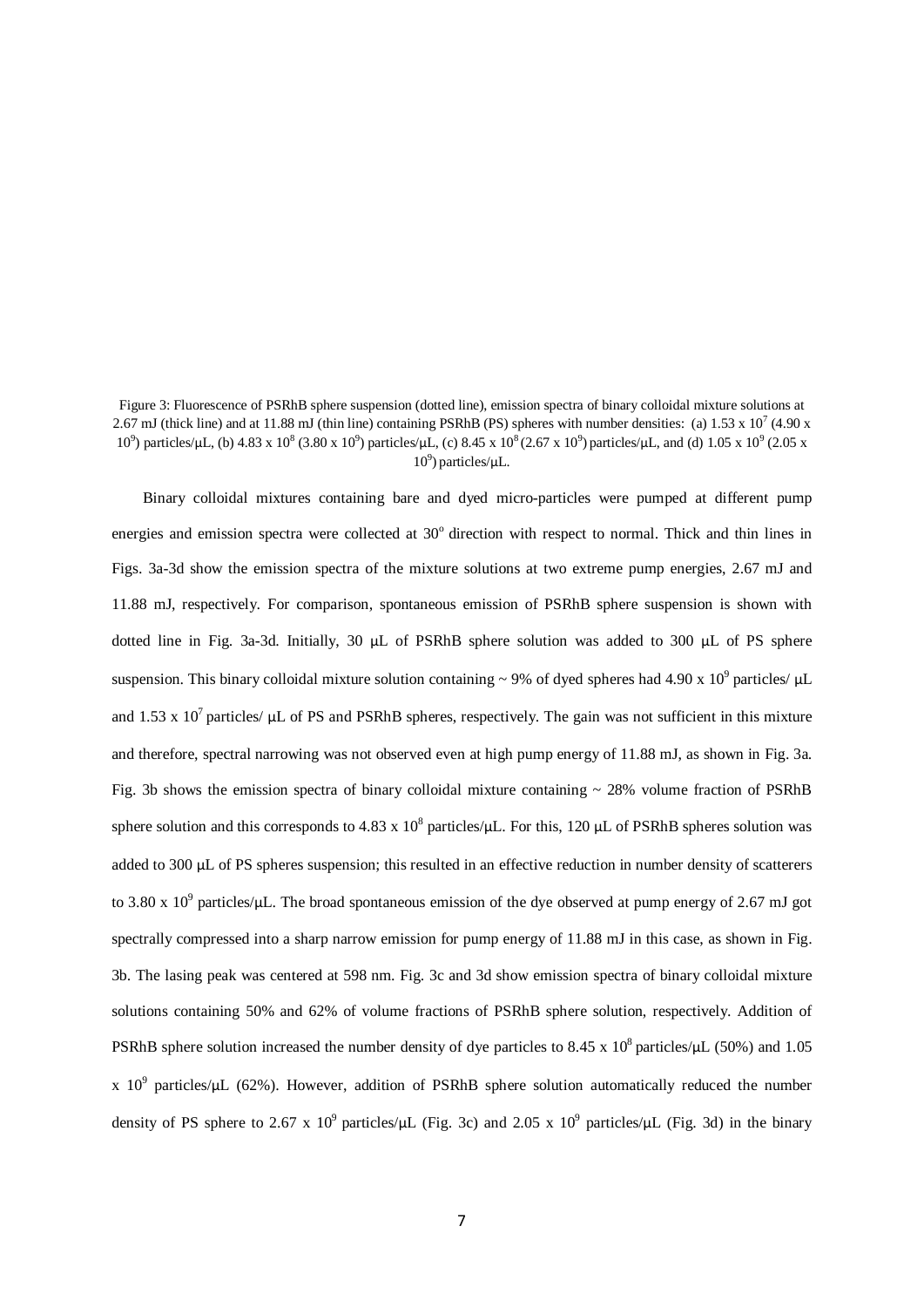Figure 3: Fluorescence of PSRhB sphere suspension (dotted line), emission spectra of binary colloidal mixture solutions at 2.67 mJ (thick line) and at 11.88 mJ (thin line) containing PSRhB (PS) spheres with number densities: (a) $1.53 \times 10^7$ ($4.90 \times 10^9$) particles/μL, (b) $4.83 \times 10^8$ ($3.80 \times 10^9$) particles/μL, (c) $8.45 \times 10^8$ ($2.67 \times 10^9$) particles/μL, and (d) $1.05 \times 10^9$ ($2.05 \times 10^9$) particles/μL.

Binary colloidal mixtures containing bare and dyed micro-particles were pumped at different pump energies and emission spectra were collected at $30^o$ direction with respect to normal. Thick and thin lines in Figs. 3a-3d show the emission spectra of the mixture solutions at two extreme pump energies, 2.67 mJ and 11.88 mJ, respectively. For comparison, spontaneous emission of PSRhB sphere suspension is shown with dotted line in Fig. 3a-3d. Initially, 30 μL of PSRhB sphere solution was added to 300 μL of PS sphere suspension. This binary colloidal mixture solution containing ~ 9% of dyed spheres had $4.90 \times 10^9$ particles/ μL and $1.53 \times 10^7$ particles/ μL of PS and PSRhB spheres, respectively. The gain was not sufficient in this mixture and therefore, spectral narrowing was not observed even at high pump energy of 11.88 mJ, as shown in Fig. 3a. Fig. 3b shows the emission spectra of binary colloidal mixture containing ~ 28% volume fraction of PSRhB sphere solution and this corresponds to $4.83 \times 10^8$ particles/μL. For this, 120 μL of PSRhB spheres solution was added to 300 μL of PS spheres suspension; this resulted in an effective reduction in number density of scatterers to $3.80 \times 10^9$ particles/μL. The broad spontaneous emission of the dye observed at pump energy of 2.67 mJ got spectrally compressed into a sharp narrow emission for pump energy of 11.88 mJ in this case, as shown in Fig. 3b. The lasing peak was centered at 598 nm. Fig. 3c and 3d show emission spectra of binary colloidal mixture solutions containing 50% and 62% of volume fractions of PSRhB sphere solution, respectively. Addition of PSRhB sphere solution increased the number density of dye particles to $8.45 \times 10^8$ particles/μL (50%) and $1.05 \times 10^9$ particles/μL (62%). However, addition of PSRhB sphere solution automatically reduced the number density of PS sphere to $2.67 \times 10^9$ particles/μL (Fig. 3c) and $2.05 \times 10^9$ particles/μL (Fig. 3d) in the binary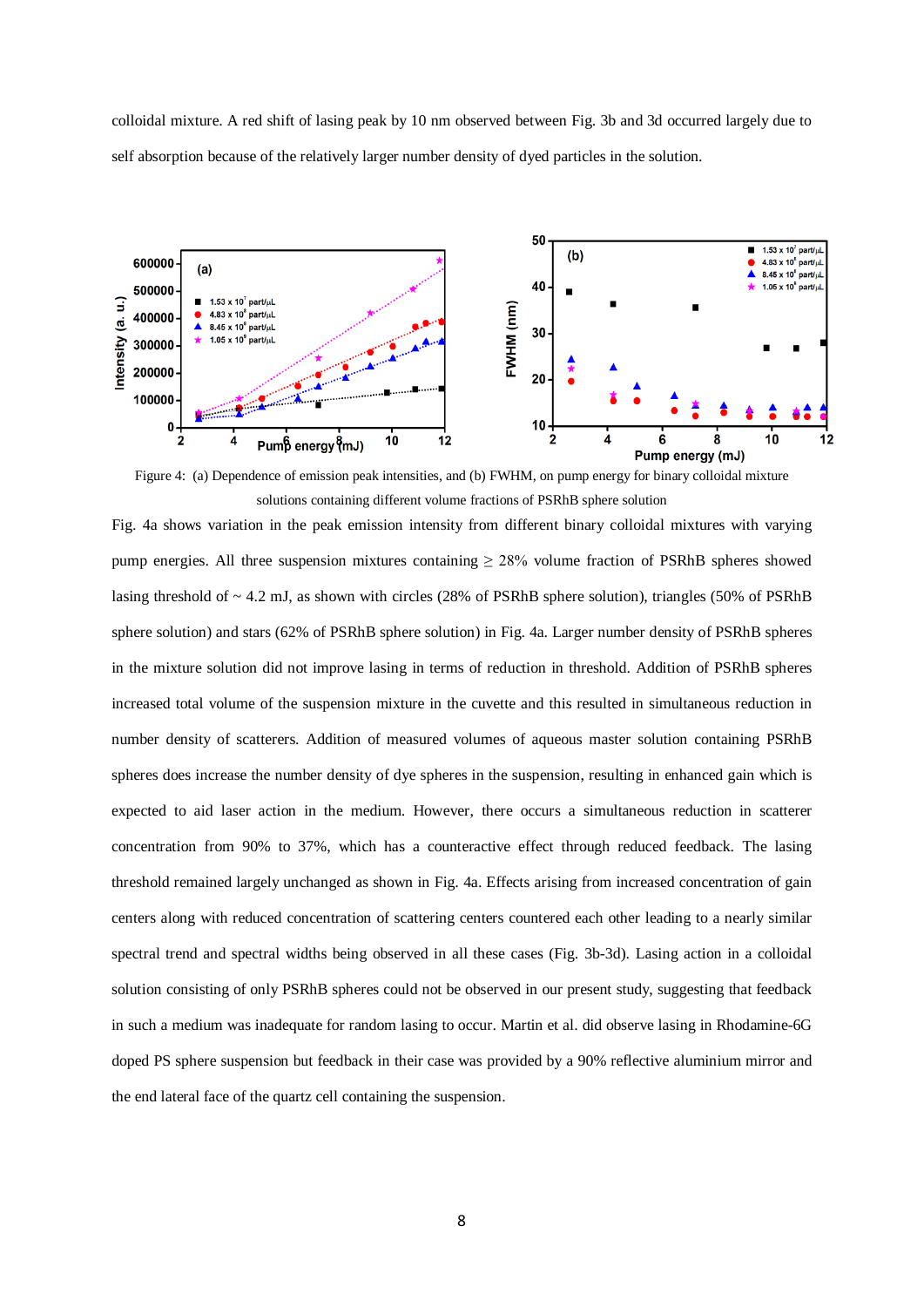colloidal mixture. A red shift of lasing peak by 10 nm observed between Fig. 3b and 3d occurred largely due to self absorption because of the relatively larger number density of dyed particles in the solution.

Figure 4: (a) Dependence of emission peak intensities, and (b) FWHM, on pump energy for binary colloidal mixture solutions containing different volume fractions of PSRhB sphere solution

Fig. 4a shows variation in the peak emission intensity from different binary colloidal mixtures with varying pump energies. All three suspension mixtures containing ≥ 28% volume fraction of PSRhB spheres showed lasing threshold of ~ 4.2 mJ, as shown with circles (28% of PSRhB sphere solution), triangles (50% of PSRhB sphere solution) and stars (62% of PSRhB sphere solution) in Fig. 4a. Larger number density of PSRhB spheres in the mixture solution did not improve lasing in terms of reduction in threshold. Addition of PSRhB spheres increased total volume of the suspension mixture in the cuvette and this resulted in simultaneous reduction in number density of scatterers. Addition of measured volumes of aqueous master solution containing PSRhB spheres does increase the number density of dye spheres in the suspension, resulting in enhanced gain which is expected to aid laser action in the medium. However, there occurs a simultaneous reduction in scatterer concentration from 90% to 37%, which has a counteractive effect through reduced feedback. The lasing threshold remained largely unchanged as shown in Fig. 4a. Effects arising from increased concentration of gain centers along with reduced concentration of scattering centers countered each other leading to a nearly similar spectral trend and spectral widths being observed in all these cases (Fig. 3b-3d). Lasing action in a colloidal solution consisting of only PSRhB spheres could not be observed in our present study, suggesting that feedback in such a medium was inadequate for random lasing to occur. Martin et al. did observe lasing in Rhodamine-6G doped PS sphere suspension but feedback in their case was provided by a 90% reflective aluminium mirror and the end lateral face of the quartz cell containing the suspension.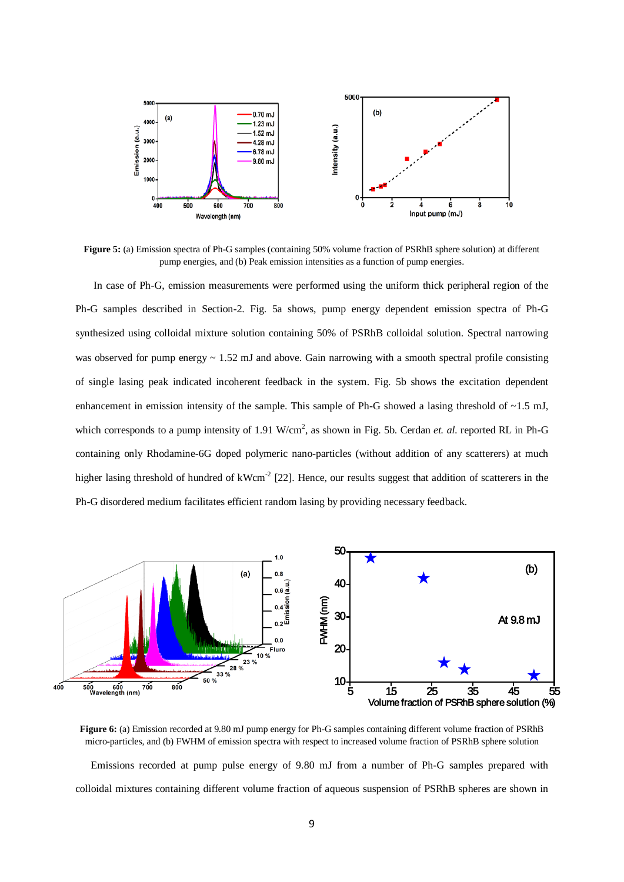**Figure 5:** (a) Emission spectra of Ph-G samples (containing 50% volume fraction of PSRhB sphere solution) at different pump energies, and (b) Peak emission intensities as a function of pump energies.

In case of Ph-G, emission measurements were performed using the uniform thick peripheral region of the Ph-G samples described in Section-2. Fig. 5a shows, pump energy dependent emission spectra of Ph-G synthesized using colloidal mixture solution containing 50% of PSRhB colloidal solution. Spectral narrowing was observed for pump energy ~ 1.52 mJ and above. Gain narrowing with a smooth spectral profile consisting of single lasing peak indicated incoherent feedback in the system. Fig. 5b shows the excitation dependent enhancement in emission intensity of the sample. This sample of Ph-G showed a lasing threshold of ~1.5 mJ, which corresponds to a pump intensity of 1.91 $W/cm^2$, as shown in Fig. 5b. Cerdan *et. al.* reported RL in Ph-G containing only Rhodamine-6G doped polymeric nano-particles (without addition of any scatterers) at much higher lasing threshold of hundred of $kWcm^{-2}$ [22]. Hence, our results suggest that addition of scatterers in the Ph-G disordered medium facilitates efficient random lasing by providing necessary feedback.

**Figure 6:** (a) Emission recorded at 9.80 mJ pump energy for Ph-G samples containing different volume fraction of PSRhB micro-particles, and (b) FWHM of emission spectra with respect to increased volume fraction of PSRhB sphere solution

Emissions recorded at pump pulse energy of 9.80 mJ from a number of Ph-G samples prepared with colloidal mixtures containing different volume fraction of aqueous suspension of PSRhB spheres are shown in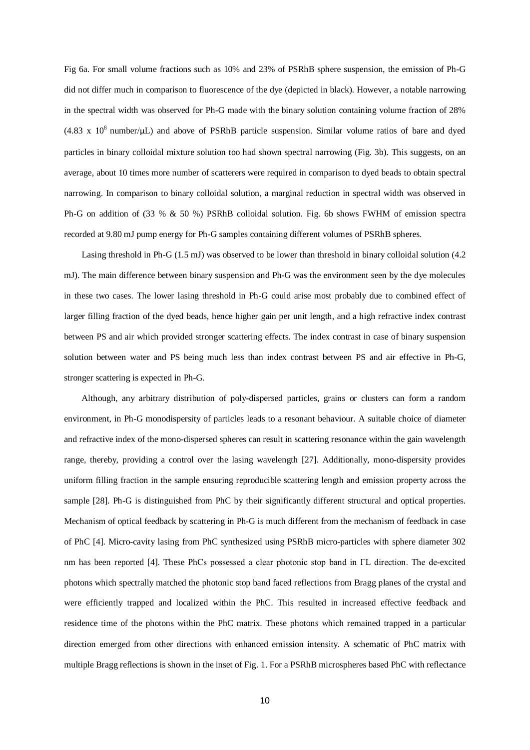Fig 6a. For small volume fractions such as 10% and 23% of PSRhB sphere suspension, the emission of Ph-G did not differ much in comparison to fluorescence of the dye (depicted in black). However, a notable narrowing in the spectral width was observed for Ph-G made with the binary solution containing volume fraction of 28% ($4.83 \times 10^8$ number/μL) and above of PSRhB particle suspension. Similar volume ratios of bare and dyed particles in binary colloidal mixture solution too had shown spectral narrowing (Fig. 3b). This suggests, on an average, about 10 times more number of scatterers were required in comparison to dyed beads to obtain spectral narrowing. In comparison to binary colloidal solution, a marginal reduction in spectral width was observed in Ph-G on addition of (33 % & 50 %) PSRhB colloidal solution. Fig. 6b shows FWHM of emission spectra recorded at 9.80 mJ pump energy for Ph-G samples containing different volumes of PSRhB spheres.

Lasing threshold in Ph-G (1.5 mJ) was observed to be lower than threshold in binary colloidal solution (4.2 mJ). The main difference between binary suspension and Ph-G was the environment seen by the dye molecules in these two cases. The lower lasing threshold in Ph-G could arise most probably due to combined effect of larger filling fraction of the dyed beads, hence higher gain per unit length, and a high refractive index contrast between PS and air which provided stronger scattering effects. The index contrast in case of binary suspension solution between water and PS being much less than index contrast between PS and air effective in Ph-G, stronger scattering is expected in Ph-G.

Although, any arbitrary distribution of poly-dispersed particles, grains or clusters can form a random environment, in Ph-G monodispersity of particles leads to a resonant behaviour. A suitable choice of diameter and refractive index of the mono-dispersed spheres can result in scattering resonance within the gain wavelength range, thereby, providing a control over the lasing wavelength [27]. Additionally, mono-dispersity provides uniform filling fraction in the sample ensuring reproducible scattering length and emission property across the sample [28]. Ph-G is distinguished from PhC by their significantly different structural and optical properties. Mechanism of optical feedback by scattering in Ph-G is much different from the mechanism of feedback in case of PhC [4]. Micro-cavity lasing from PhC synthesized using PSRhB micro-particles with sphere diameter 302 nm has been reported [4]. These PhCs possessed a clear photonic stop band in ΓL direction. The de-excited photons which spectrally matched the photonic stop band faced reflections from Bragg planes of the crystal and were efficiently trapped and localized within the PhC. This resulted in increased effective feedback and residence time of the photons within the PhC matrix. These photons which remained trapped in a particular direction emerged from other directions with enhanced emission intensity. A schematic of PhC matrix with multiple Bragg reflections is shown in the inset of Fig. 1. For a PSRhB microspheres based PhC with reflectance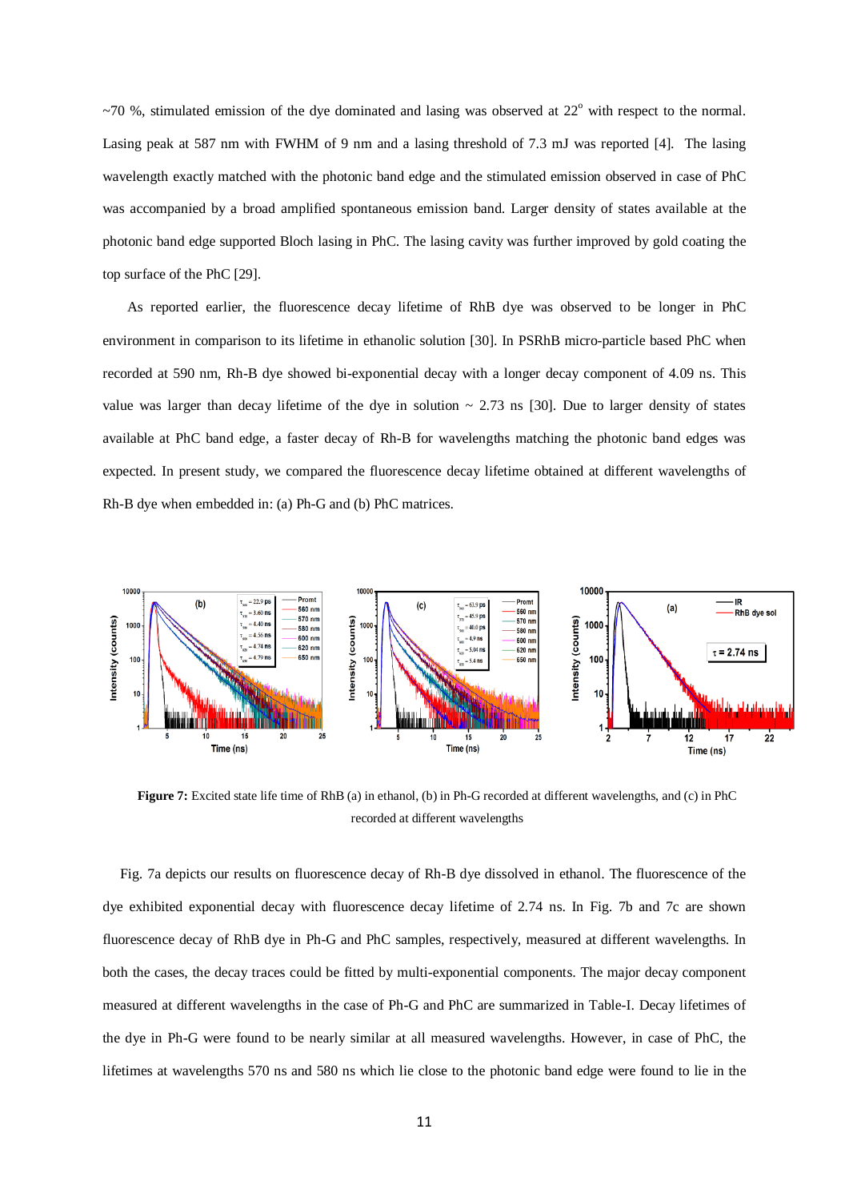~70 %, stimulated emission of the dye dominated and lasing was observed at 22$^o$ with respect to the normal. Lasing peak at 587 nm with FWHM of 9 nm and a lasing threshold of 7.3 mJ was reported [4]. The lasing wavelength exactly matched with the photonic band edge and the stimulated emission observed in case of PhC was accompanied by a broad amplified spontaneous emission band. Larger density of states available at the photonic band edge supported Bloch lasing in PhC. The lasing cavity was further improved by gold coating the top surface of the PhC [29].

As reported earlier, the fluorescence decay lifetime of RhB dye was observed to be longer in PhC environment in comparison to its lifetime in ethanolic solution [30]. In PSRhB micro-particle based PhC when recorded at 590 nm, Rh-B dye showed bi-exponential decay with a longer decay component of 4.09 ns. This value was larger than decay lifetime of the dye in solution ~ 2.73 ns [30]. Due to larger density of states available at PhC band edge, a faster decay of Rh-B for wavelengths matching the photonic band edges was expected. In present study, we compared the fluorescence decay lifetime obtained at different wavelengths of Rh-B dye when embedded in: (a) Ph-G and (b) PhC matrices.

**Figure 7:** Excited state life time of RhB (a) in ethanol, (b) in Ph-G recorded at different wavelengths, and (c) in PhC recorded at different wavelengths

Fig. 7a depicts our results on fluorescence decay of Rh-B dye dissolved in ethanol. The fluorescence of the dye exhibited exponential decay with fluorescence decay lifetime of 2.74 ns. In Fig. 7b and 7c are shown fluorescence decay of RhB dye in Ph-G and PhC samples, respectively, measured at different wavelengths. In both the cases, the decay traces could be fitted by multi-exponential components. The major decay component measured at different wavelengths in the case of Ph-G and PhC are summarized in Table-I. Decay lifetimes of the dye in Ph-G were found to be nearly similar at all measured wavelengths. However, in case of PhC, the lifetimes at wavelengths 570 ns and 580 ns which lie close to the photonic band edge were found to lie in the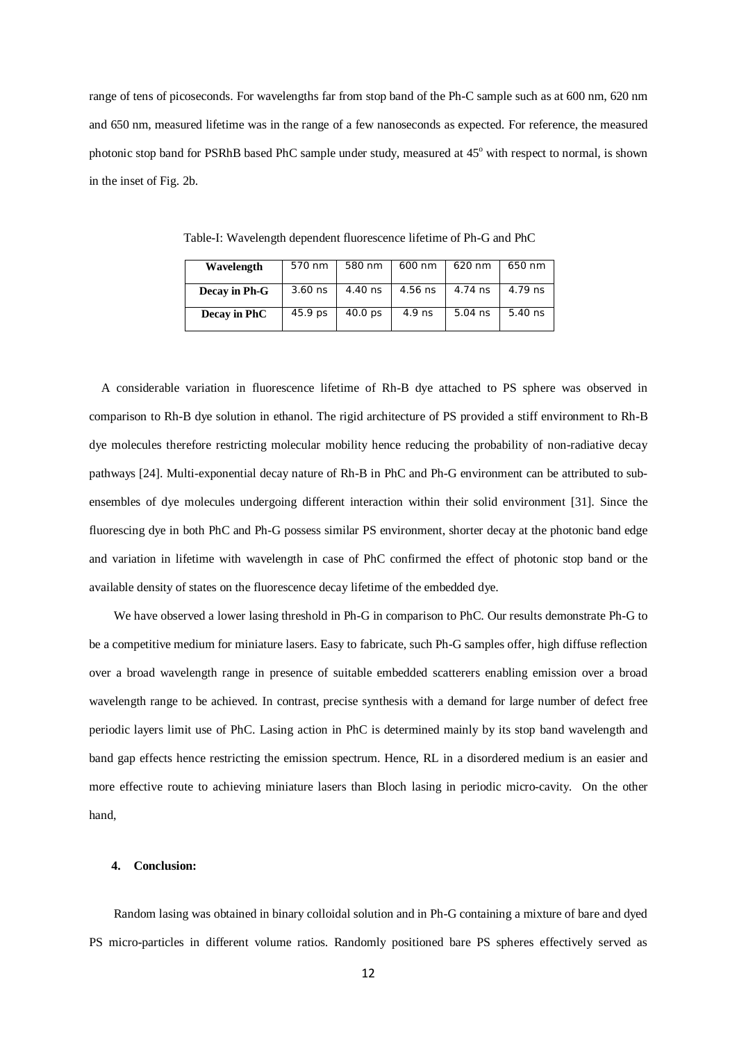range of tens of picoseconds. For wavelengths far from stop band of the Ph-C sample such as at 600 nm, 620 nm and 650 nm, measured lifetime was in the range of a few nanoseconds as expected. For reference, the measured photonic stop band for PSRhB based PhC sample under study, measured at 45$^{o}$ with respect to normal, is shown in the inset of Fig. 2b.

Table-I: Wavelength dependent fluorescence lifetime of Ph-G and PhC

| **Wavelength** | 570 nm | 580 nm | 600 nm | 620 nm | 650 nm |
|---|---|---|---|---|---|
| **Decay in Ph-G** | 3.60 ns | 4.40 ns | 4.56 ns | 4.74 ns | 4.79 ns |
| **Decay in PhC** | 45.9 ps | 40.0 ps | 4.9 ns | 5.04 ns | 5.40 ns |

A considerable variation in fluorescence lifetime of Rh-B dye attached to PS sphere was observed in comparison to Rh-B dye solution in ethanol. The rigid architecture of PS provided a stiff environment to Rh-B dye molecules therefore restricting molecular mobility hence reducing the probability of non-radiative decay pathways [24]. Multi-exponential decay nature of Rh-B in PhC and Ph-G environment can be attributed to sub-ensembles of dye molecules undergoing different interaction within their solid environment [31]. Since the fluorescing dye in both PhC and Ph-G possess similar PS environment, shorter decay at the photonic band edge and variation in lifetime with wavelength in case of PhC confirmed the effect of photonic stop band or the available density of states on the fluorescence decay lifetime of the embedded dye.

We have observed a lower lasing threshold in Ph-G in comparison to PhC. Our results demonstrate Ph-G to be a competitive medium for miniature lasers. Easy to fabricate, such Ph-G samples offer, high diffuse reflection over a broad wavelength range in presence of suitable embedded scatterers enabling emission over a broad wavelength range to be achieved. In contrast, precise synthesis with a demand for large number of defect free periodic layers limit use of PhC. Lasing action in PhC is determined mainly by its stop band wavelength and band gap effects hence restricting the emission spectrum. Hence, RL in a disordered medium is an easier and more effective route to achieving miniature lasers than Bloch lasing in periodic micro-cavity. On the other hand,

## 4. Conclusion:

Random lasing was obtained in binary colloidal solution and in Ph-G containing a mixture of bare and dyed PS micro-particles in different volume ratios. Randomly positioned bare PS spheres effectively served as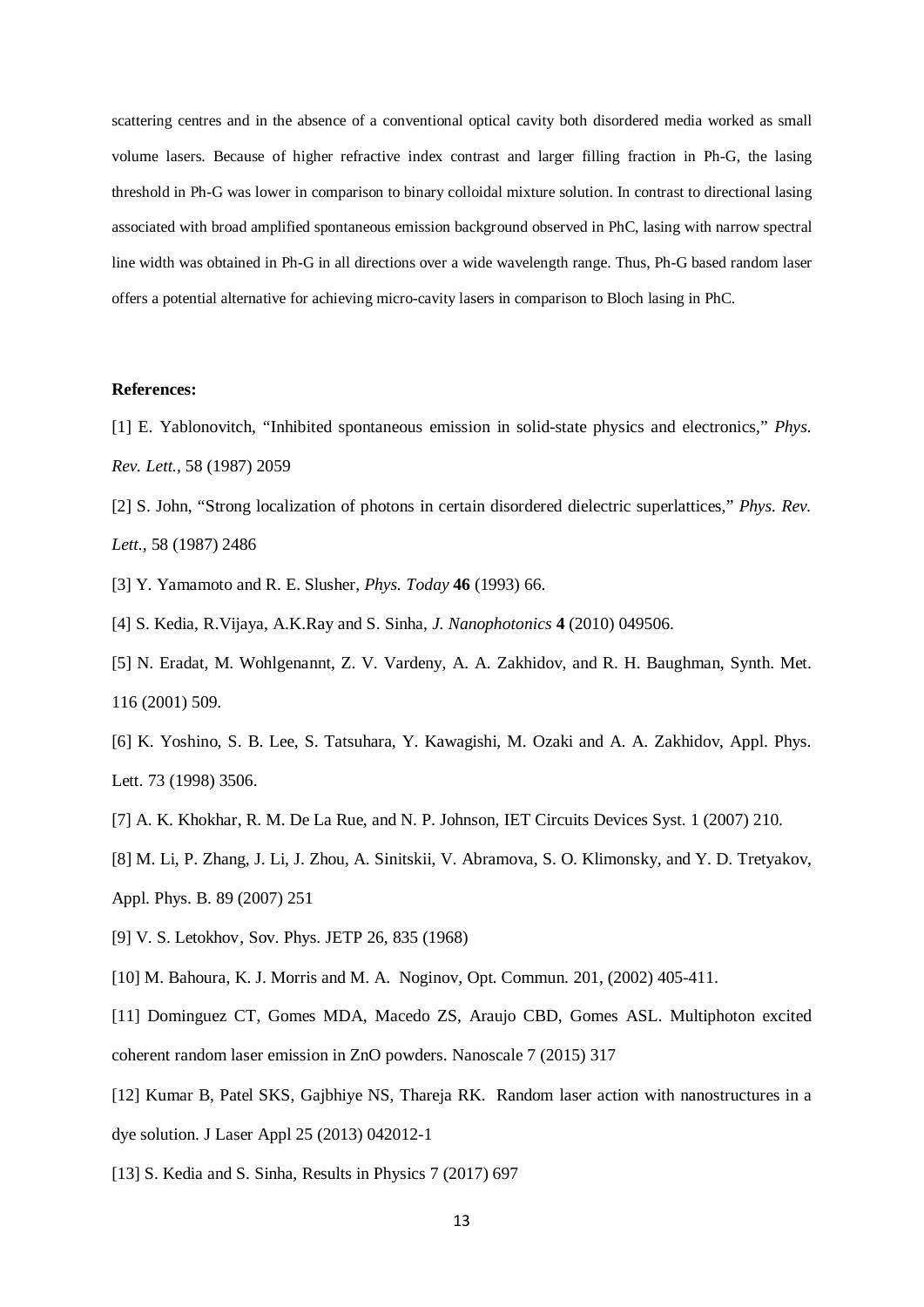scattering centres and in the absence of a conventional optical cavity both disordered media worked as small volume lasers. Because of higher refractive index contrast and larger filling fraction in Ph-G, the lasing threshold in Ph-G was lower in comparison to binary colloidal mixture solution. In contrast to directional lasing associated with broad amplified spontaneous emission background observed in PhC, lasing with narrow spectral line width was obtained in Ph-G in all directions over a wide wavelength range. Thus, Ph-G based random laser offers a potential alternative for achieving micro-cavity lasers in comparison to Bloch lasing in PhC.

**References:**

[1] E. Yablonovitch, "Inhibited spontaneous emission in solid-state physics and electronics," *Phys. Rev. Lett.*, 58 (1987) 2059

[2] S. John, "Strong localization of photons in certain disordered dielectric superlattices," *Phys. Rev. Lett.*, 58 (1987) 2486

[3] Y. Yamamoto and R. E. Slusher, *Phys. Today* **46** (1993) 66.

[4] S. Kedia, R.Vijaya, A.K.Ray and S. Sinha, *J. Nanophotonics* **4** (2010) 049506.

[5] N. Eradat, M. Wohlgenannt, Z. V. Vardeny, A. A. Zakhidov, and R. H. Baughman, Synth. Met. 116 (2001) 509.

[6] K. Yoshino, S. B. Lee, S. Tatsuhara, Y. Kawagishi, M. Ozaki and A. A. Zakhidov, Appl. Phys. Lett. 73 (1998) 3506.

[7] A. K. Khokhar, R. M. De La Rue, and N. P. Johnson, IET Circuits Devices Syst. 1 (2007) 210.

[8] M. Li, P. Zhang, J. Li, J. Zhou, A. Sinitskii, V. Abramova, S. O. Klimonsky, and Y. D. Tretyakov, Appl. Phys. B. 89 (2007) 251

[9] V. S. Letokhov, Sov. Phys. JETP 26, 835 (1968)

[10] M. Bahoura, K. J. Morris and M. A. Noginov, Opt. Commun. 201, (2002) 405-411.

[11] Dominguez CT, Gomes MDA, Macedo ZS, Araujo CBD, Gomes ASL. Multiphoton excited coherent random laser emission in ZnO powders. Nanoscale 7 (2015) 317

[12] Kumar B, Patel SKS, Gajbhiye NS, Thareja RK. Random laser action with nanostructures in a dye solution. J Laser Appl 25 (2013) 042012-1

[13] S. Kedia and S. Sinha, Results in Physics 7 (2017) 697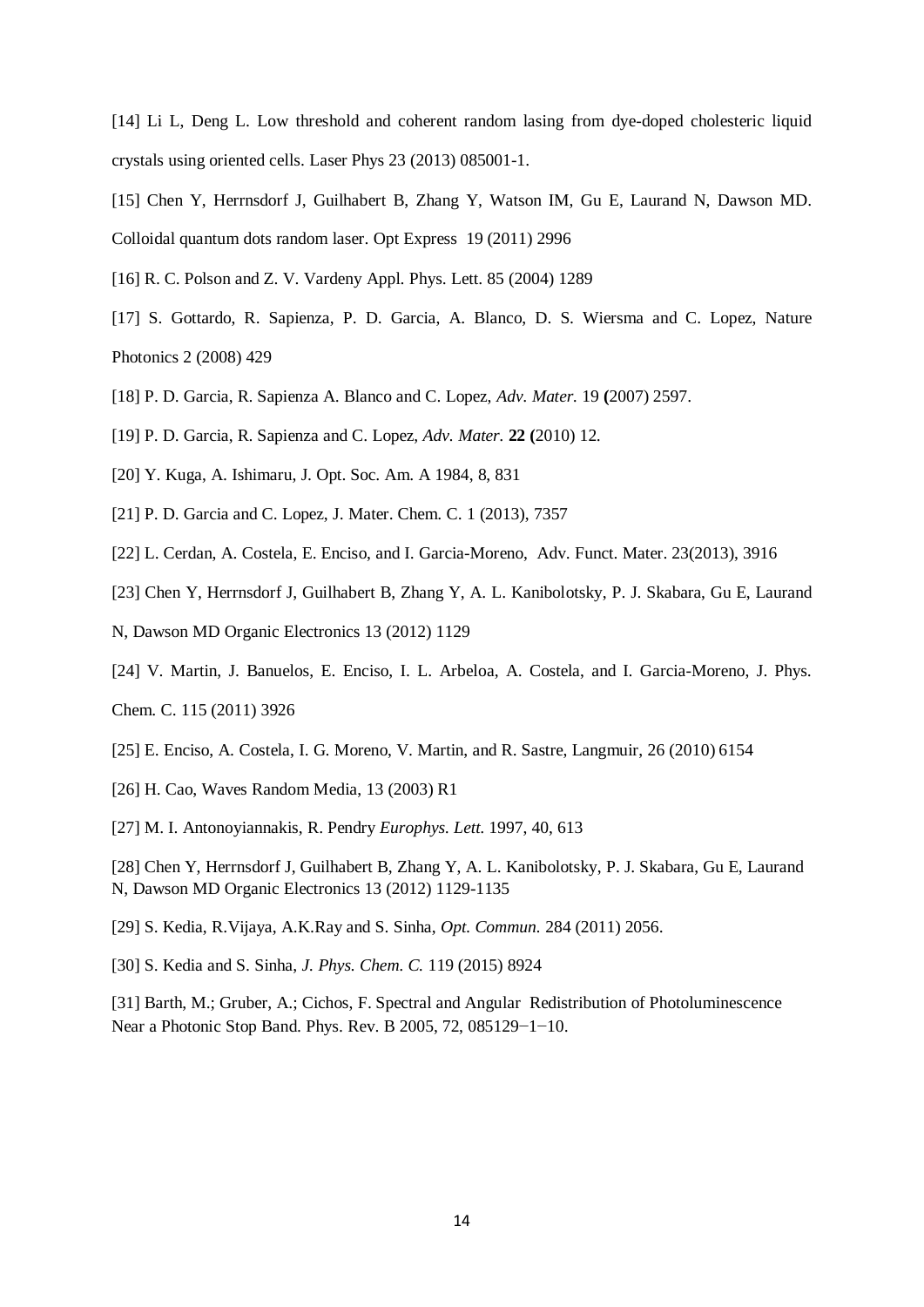[14] Li L, Deng L. Low threshold and coherent random lasing from dye-doped cholesteric liquid crystals using oriented cells. Laser Phys 23 (2013) 085001-1.

[15] Chen Y, Herrnsdorf J, Guilhabert B, Zhang Y, Watson IM, Gu E, Laurand N, Dawson MD. Colloidal quantum dots random laser. Opt Express 19 (2011) 2996

[16] R. C. Polson and Z. V. Vardeny Appl. Phys. Lett. 85 (2004) 1289

[17] S. Gottardo, R. Sapienza, P. D. Garcia, A. Blanco, D. S. Wiersma and C. Lopez, Nature Photonics 2 (2008) 429

[18] P. D. Garcia, R. Sapienza A. Blanco and C. Lopez, *Adv. Mater.* 19 **(**2007) 2597.

[19] P. D. Garcia, R. Sapienza and C. Lopez, *Adv. Mater.* **22 (**2010) 12.

[20] Y. Kuga, A. Ishimaru, J. Opt. Soc. Am. A 1984, 8, 831

[21] P. D. Garcia and C. Lopez, J. Mater. Chem. C. 1 (2013), 7357

[22] L. Cerdan, A. Costela, E. Enciso, and I. Garcia-Moreno, Adv. Funct. Mater. 23(2013), 3916

[23] Chen Y, Herrnsdorf J, Guilhabert B, Zhang Y, A. L. Kanibolotsky, P. J. Skabara, Gu E, Laurand N, Dawson MD Organic Electronics 13 (2012) 1129

[24] V. Martin, J. Banuelos, E. Enciso, I. L. Arbeloa, A. Costela, and I. Garcia-Moreno, J. Phys. Chem. C. 115 (2011) 3926

[25] E. Enciso, A. Costela, I. G. Moreno, V. Martin, and R. Sastre, Langmuir, 26 (2010) 6154

[26] H. Cao, Waves Random Media, 13 (2003) R1

[27] M. I. Antonoyiannakis, R. Pendry *Europhys. Lett.* 1997, 40, 613

[28] Chen Y, Herrnsdorf J, Guilhabert B, Zhang Y, A. L. Kanibolotsky, P. J. Skabara, Gu E, Laurand N, Dawson MD Organic Electronics 13 (2012) 1129-1135

[29] S. Kedia, R.Vijaya, A.K.Ray and S. Sinha, *Opt. Commun.* 284 (2011) 2056.

[30] S. Kedia and S. Sinha, *J. Phys. Chem. C.* 119 (2015) 8924

[31] Barth, M.; Gruber, A.; Cichos, F. Spectral and Angular Redistribution of Photoluminescence Near a Photonic Stop Band. Phys. Rev. B 2005, 72, 085129−1−10.